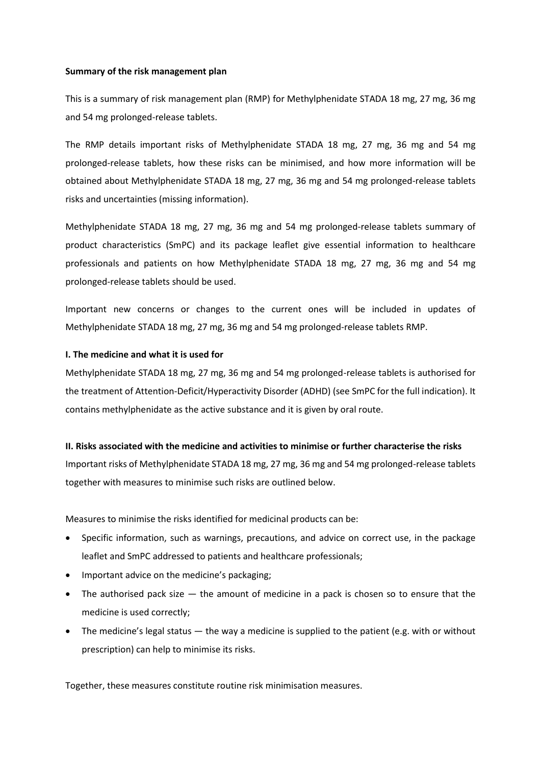**Summary of the risk management plan**

This is a summary of risk management plan (RMP) for Methylphenidate STADA 18 mg, 27 mg, 36 mg and 54 mg prolonged-release tablets.

The RMP details important risks of Methylphenidate STADA 18 mg, 27 mg, 36 mg and 54 mg prolonged-release tablets, how these risks can be minimised, and how more information will be obtained about Methylphenidate STADA 18 mg, 27 mg, 36 mg and 54 mg prolonged-release tablets risks and uncertainties (missing information).

Methylphenidate STADA 18 mg, 27 mg, 36 mg and 54 mg prolonged-release tablets summary of product characteristics (SmPC) and its package leaflet give essential information to healthcare professionals and patients on how Methylphenidate STADA 18 mg, 27 mg, 36 mg and 54 mg prolonged-release tablets should be used.

Important new concerns or changes to the current ones will be included in updates of Methylphenidate STADA 18 mg, 27 mg, 36 mg and 54 mg prolonged-release tablets RMP.

**I. The medicine and what it is used for**

Methylphenidate STADA 18 mg, 27 mg, 36 mg and 54 mg prolonged-release tablets is authorised for the treatment of Attention-Deficit/Hyperactivity Disorder (ADHD) (see SmPC for the full indication). It contains methylphenidate as the active substance and it is given by oral route.

**II. Risks associated with the medicine and activities to minimise or further characterise the risks**

Important risks of Methylphenidate STADA 18 mg, 27 mg, 36 mg and 54 mg prolonged-release tablets together with measures to minimise such risks are outlined below.

Measures to minimise the risks identified for medicinal products can be:

- Specific information, such as warnings, precautions, and advice on correct use, in the package leaflet and SmPC addressed to patients and healthcare professionals;
- Important advice on the medicine's packaging;
- The authorised pack size — the amount of medicine in a pack is chosen so to ensure that the medicine is used correctly;
- The medicine's legal status — the way a medicine is supplied to the patient (e.g. with or without prescription) can help to minimise its risks.

Together, these measures constitute routine risk minimisation measures.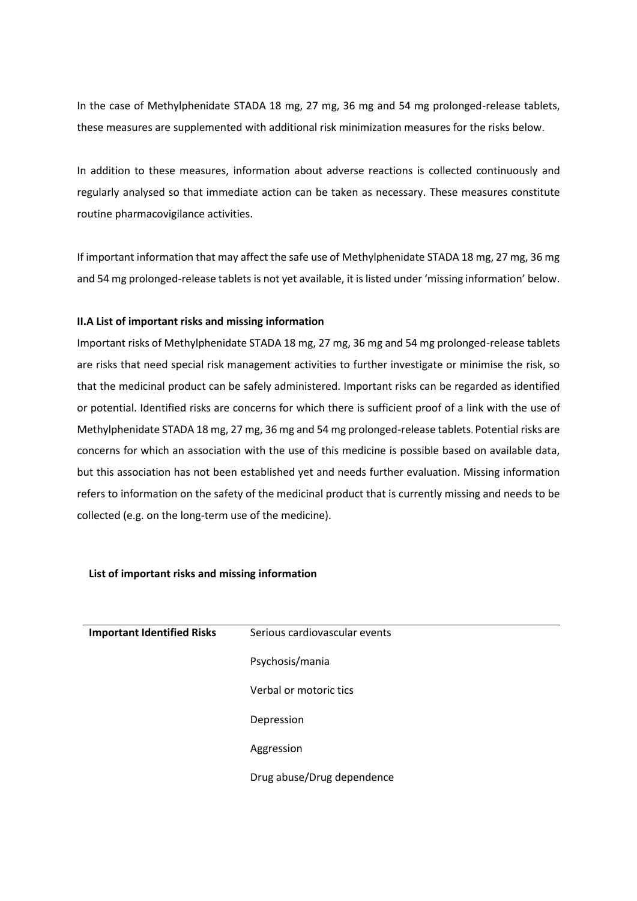In the case of Methylphenidate STADA 18 mg, 27 mg, 36 mg and 54 mg prolonged-release tablets, these measures are supplemented with additional risk minimization measures for the risks below.

In addition to these measures, information about adverse reactions is collected continuously and regularly analysed so that immediate action can be taken as necessary. These measures constitute routine pharmacovigilance activities.

If important information that may affect the safe use of Methylphenidate STADA 18 mg, 27 mg, 36 mg and 54 mg prolonged-release tablets is not yet available, it is listed under 'missing information' below.

### II.A List of important risks and missing information

Important risks of Methylphenidate STADA 18 mg, 27 mg, 36 mg and 54 mg prolonged-release tablets are risks that need special risk management activities to further investigate or minimise the risk, so that the medicinal product can be safely administered. Important risks can be regarded as identified or potential. Identified risks are concerns for which there is sufficient proof of a link with the use of Methylphenidate STADA 18 mg, 27 mg, 36 mg and 54 mg prolonged-release tablets. Potential risks are concerns for which an association with the use of this medicine is possible based on available data, but this association has not been established yet and needs further evaluation. Missing information refers to information on the safety of the medicinal product that is currently missing and needs to be collected (e.g. on the long-term use of the medicine).

**List of important risks and missing information**

| | |
|---|---|
| **Important Identified Risks** | Serious cardiovascular events<br>Psychosis/mania<br>Verbal or motoric tics<br>Depression<br>Aggression<br>Drug abuse/Drug dependence |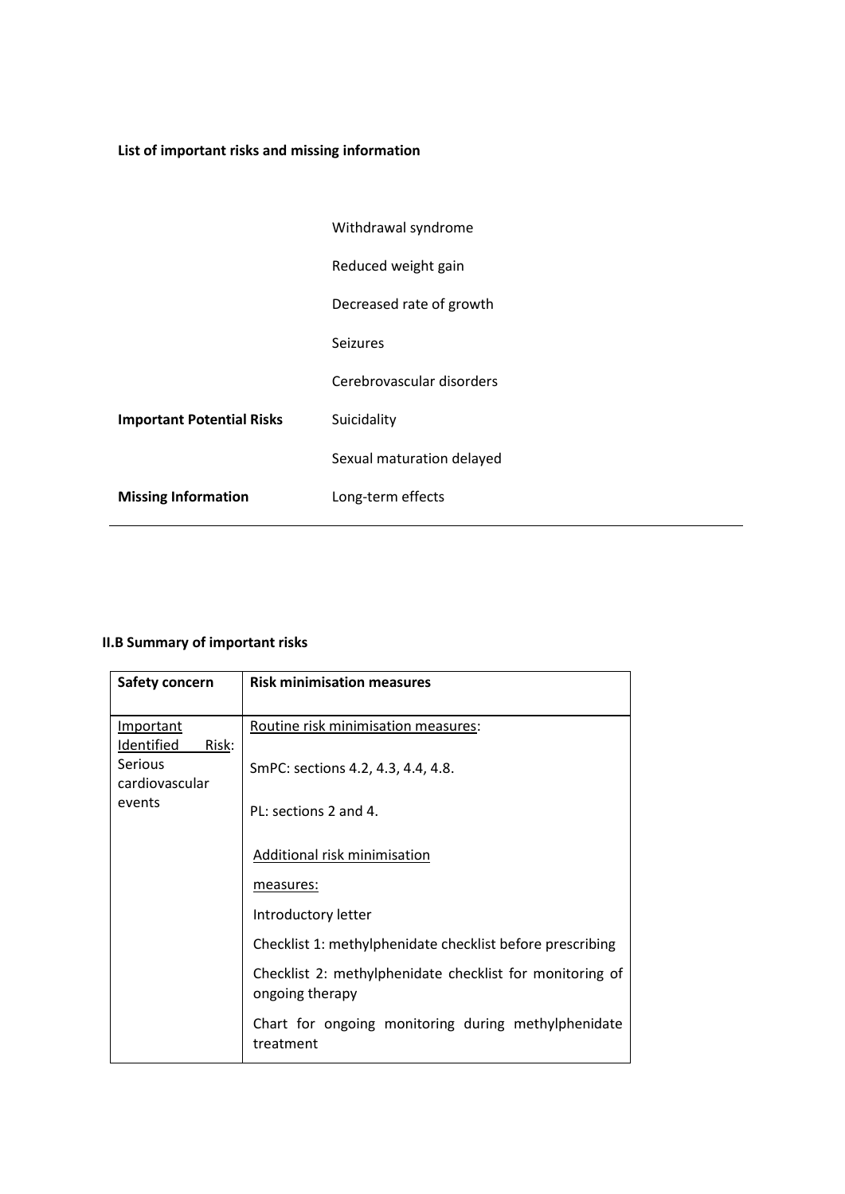**List of important risks and missing information**

| | |
|---|---|
| | Withdrawal syndrome |
| | Reduced weight gain |
| | Decreased rate of growth |
| | Seizures |
| | Cerebrovascular disorders |
| **Important Potential Risks** | Suicidality |
| | Sexual maturation delayed |
| **Missing Information** | Long-term effects |

**II.B Summary of important risks**

| **Safety concern** | **Risk minimisation measures** |
|---|---|
| Important Identified Risk: Serious cardiovascular events | Routine risk minimisation measures:<br><br>SmPC: sections 4.2, 4.3, 4.4, 4.8.<br><br>PL: sections 2 and 4.<br><br>Additional risk minimisation measures:<br><br>Introductory letter<br><br>Checklist 1: methylphenidate checklist before prescribing<br><br>Checklist 2: methylphenidate checklist for monitoring of ongoing therapy<br><br>Chart for ongoing monitoring during methylphenidate treatment |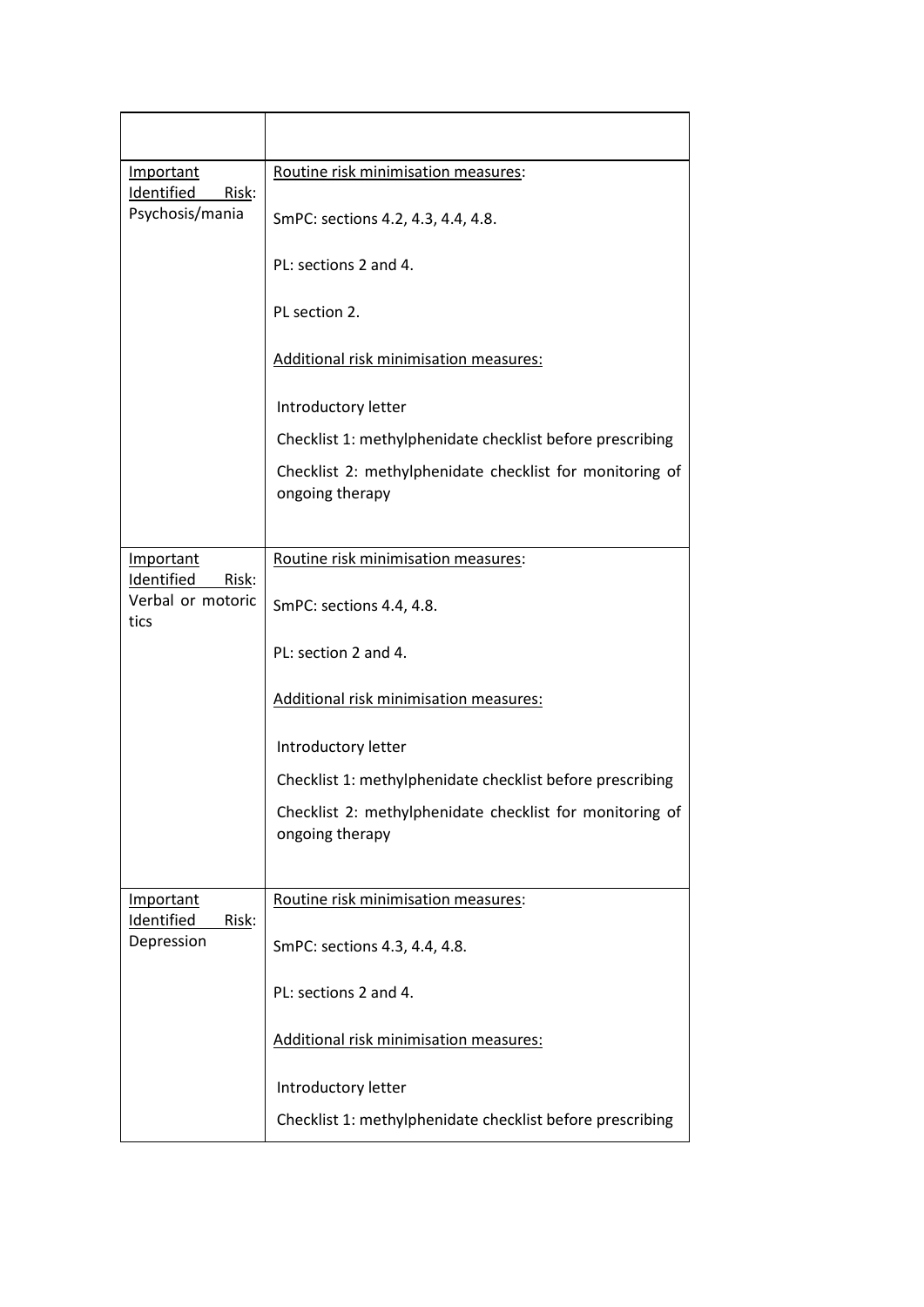| | |
|---|---|
| Important Identified Risk: Psychosis/mania | Routine risk minimisation measures:<br><br>SmPC: sections 4.2, 4.3, 4.4, 4.8.<br><br>PL: sections 2 and 4.<br><br>PL section 2.<br><br>Additional risk minimisation measures:<br><br>Introductory letter<br><br>Checklist 1: methylphenidate checklist before prescribing<br><br>Checklist 2: methylphenidate checklist for monitoring of ongoing therapy |
| Important Identified Risk: Verbal or motoric tics | Routine risk minimisation measures:<br><br>SmPC: sections 4.4, 4.8.<br><br>PL: section 2 and 4.<br><br>Additional risk minimisation measures:<br><br>Introductory letter<br><br>Checklist 1: methylphenidate checklist before prescribing<br><br>Checklist 2: methylphenidate checklist for monitoring of ongoing therapy |
| Important Identified Risk: Depression | Routine risk minimisation measures:<br><br>SmPC: sections 4.3, 4.4, 4.8.<br><br>PL: sections 2 and 4.<br><br>Additional risk minimisation measures:<br><br>Introductory letter<br><br>Checklist 1: methylphenidate checklist before prescribing |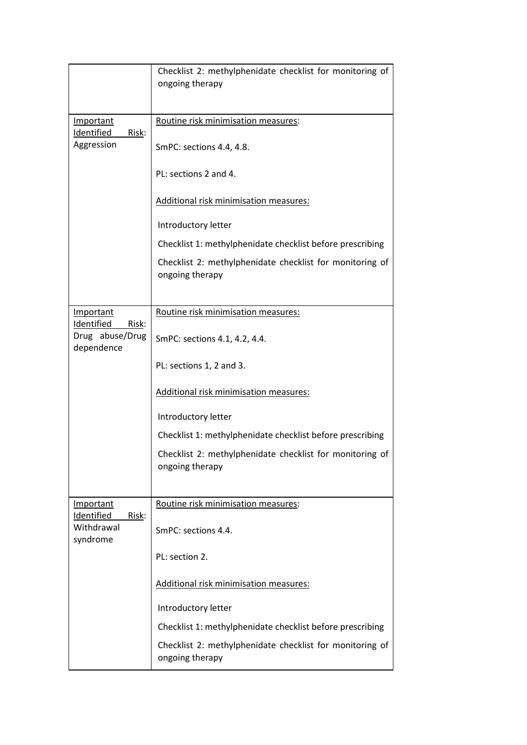| | |
|---|---|
| | Checklist 2: methylphenidate checklist for monitoring of ongoing therapy |
| Important Identified Risk: Aggression | Routine risk minimisation measures:<br><br>SmPC: sections 4.4, 4.8.<br><br>PL: sections 2 and 4.<br><br>Additional risk minimisation measures:<br><br>Introductory letter<br><br>Checklist 1: methylphenidate checklist before prescribing<br><br>Checklist 2: methylphenidate checklist for monitoring of ongoing therapy |
| Important Identified Risk: Drug abuse/Drug dependence | Routine risk minimisation measures:<br><br>SmPC: sections 4.1, 4.2, 4.4.<br><br>PL: sections 1, 2 and 3.<br><br>Additional risk minimisation measures:<br><br>Introductory letter<br><br>Checklist 1: methylphenidate checklist before prescribing<br><br>Checklist 2: methylphenidate checklist for monitoring of ongoing therapy |
| Important Identified Risk: Withdrawal syndrome | Routine risk minimisation measures:<br><br>SmPC: sections 4.4.<br><br>PL: section 2.<br><br>Additional risk minimisation measures:<br><br>Introductory letter<br><br>Checklist 1: methylphenidate checklist before prescribing<br><br>Checklist 2: methylphenidate checklist for monitoring of ongoing therapy |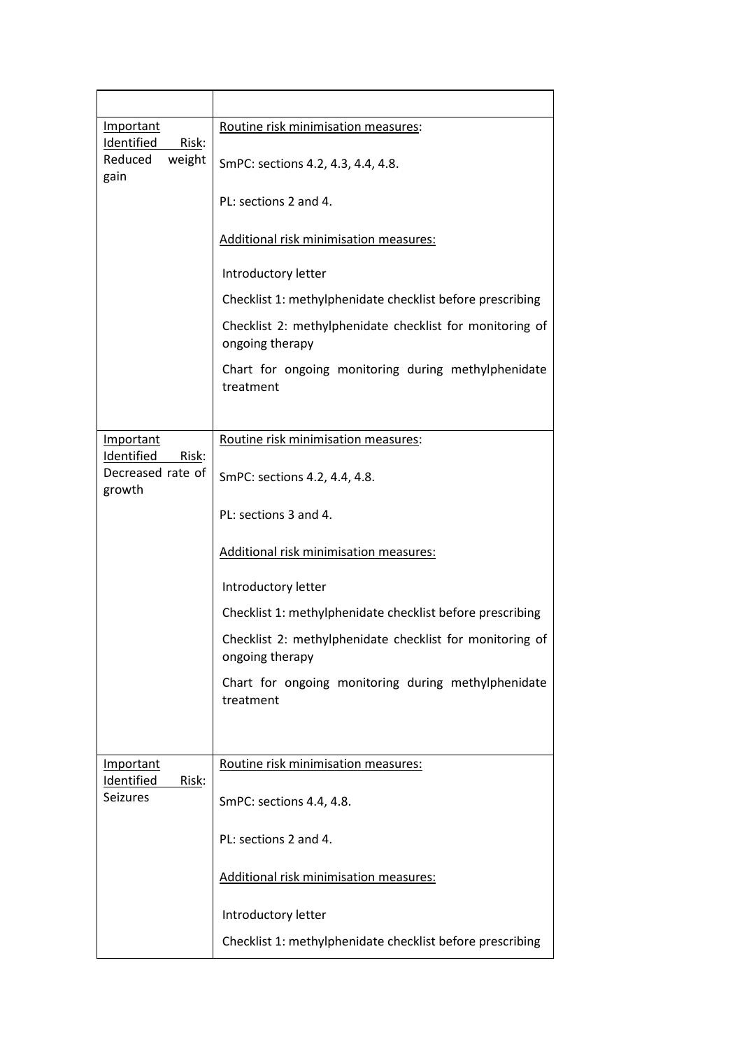| | |
|---|---|
| <u>Important Identified Risk</u>: Reduced weight gain | <u>Routine risk minimisation measures</u>:<br><br>SmPC: sections 4.2, 4.3, 4.4, 4.8.<br><br>PL: sections 2 and 4.<br><br><u>Additional risk minimisation measures:</u><br><br>Introductory letter<br><br>Checklist 1: methylphenidate checklist before prescribing<br><br>Checklist 2: methylphenidate checklist for monitoring of ongoing therapy<br><br>Chart for ongoing monitoring during methylphenidate treatment |
| <u>Important Identified Risk</u>: Decreased rate of growth | <u>Routine risk minimisation measures</u>:<br><br>SmPC: sections 4.2, 4.4, 4.8.<br><br>PL: sections 3 and 4.<br><br><u>Additional risk minimisation measures:</u><br><br>Introductory letter<br><br>Checklist 1: methylphenidate checklist before prescribing<br><br>Checklist 2: methylphenidate checklist for monitoring of ongoing therapy<br><br>Chart for ongoing monitoring during methylphenidate treatment |
| <u>Important Identified Risk</u>: Seizures | <u>Routine risk minimisation measures:</u><br><br>SmPC: sections 4.4, 4.8.<br><br>PL: sections 2 and 4.<br><br><u>Additional risk minimisation measures:</u><br><br>Introductory letter<br><br>Checklist 1: methylphenidate checklist before prescribing |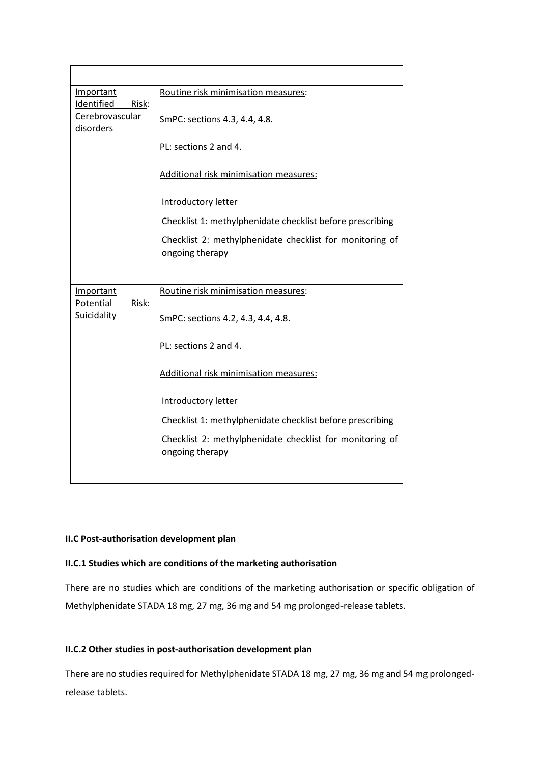| | |
|---|---|
| Important Identified Risk: Cerebrovascular disorders | Routine risk minimisation measures:<br><br>SmPC: sections 4.3, 4.4, 4.8.<br><br>PL: sections 2 and 4.<br><br>Additional risk minimisation measures:<br><br>Introductory letter<br><br>Checklist 1: methylphenidate checklist before prescribing<br><br>Checklist 2: methylphenidate checklist for monitoring of ongoing therapy |
| Important Potential Risk: Suicidality | Routine risk minimisation measures:<br><br>SmPC: sections 4.2, 4.3, 4.4, 4.8.<br><br>PL: sections 2 and 4.<br><br>Additional risk minimisation measures:<br><br>Introductory letter<br><br>Checklist 1: methylphenidate checklist before prescribing<br><br>Checklist 2: methylphenidate checklist for monitoring of ongoing therapy |

## II.C Post-authorisation development plan

### II.C.1 Studies which are conditions of the marketing authorisation

There are no studies which are conditions of the marketing authorisation or specific obligation of Methylphenidate STADA 18 mg, 27 mg, 36 mg and 54 mg prolonged-release tablets.

### II.C.2 Other studies in post-authorisation development plan

There are no studies required for Methylphenidate STADA 18 mg, 27 mg, 36 mg and 54 mg prolonged-release tablets.